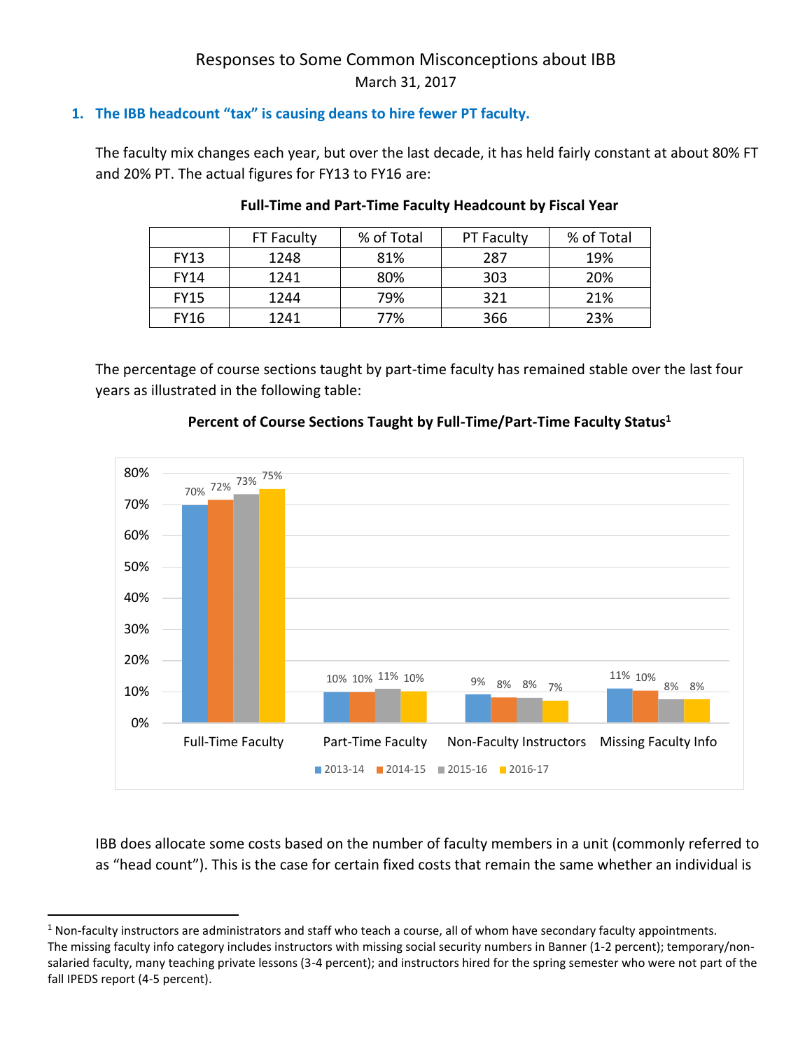# Responses to Some Common Misconceptions about IBB

March 31, 2017

## 1. The IBB headcount "tax" is causing deans to hire fewer PT faculty.

The faculty mix changes each year, but over the last decade, it has held fairly constant at about 80% FT and 20% PT. The actual figures for FY13 to FY16 are:

**Full-Time and Part-Time Faculty Headcount by Fiscal Year**

| | FT Faculty | % of Total | PT Faculty | % of Total |
|---|---|---|---|---|
| FY13 | 1248 | 81% | 287 | 19% |
| FY14 | 1241 | 80% | 303 | 20% |
| FY15 | 1244 | 79% | 321 | 21% |
| FY16 | 1241 | 77% | 366 | 23% |

The percentage of course sections taught by part-time faculty has remained stable over the last four years as illustrated in the following table:

**Percent of Course Sections Taught by Full-Time/Part-Time Faculty Status[1]**

| | 2013-14 | 2014-15 | 2015-16 | 2016-17 |
|---|---|---|---|---|
| Full-Time Faculty | 70% | 72% | 73% | 75% |
| Part-Time Faculty | 10% | 10% | 11% | 10% |
| Non-Faculty Instructors | 9% | 8% | 8% | 7% |
| Missing Faculty Info | 11% | 10% | 8% | 8% |

IBB does allocate some costs based on the number of faculty members in a unit (commonly referred to as "head count"). This is the case for certain fixed costs that remain the same whether an individual is

[1] Non-faculty instructors are administrators and staff who teach a course, all of whom have secondary faculty appointments. The missing faculty info category includes instructors with missing social security numbers in Banner (1-2 percent); temporary/non-salaried faculty, many teaching private lessons (3-4 percent); and instructors hired for the spring semester who were not part of the fall IPEDS report (4-5 percent).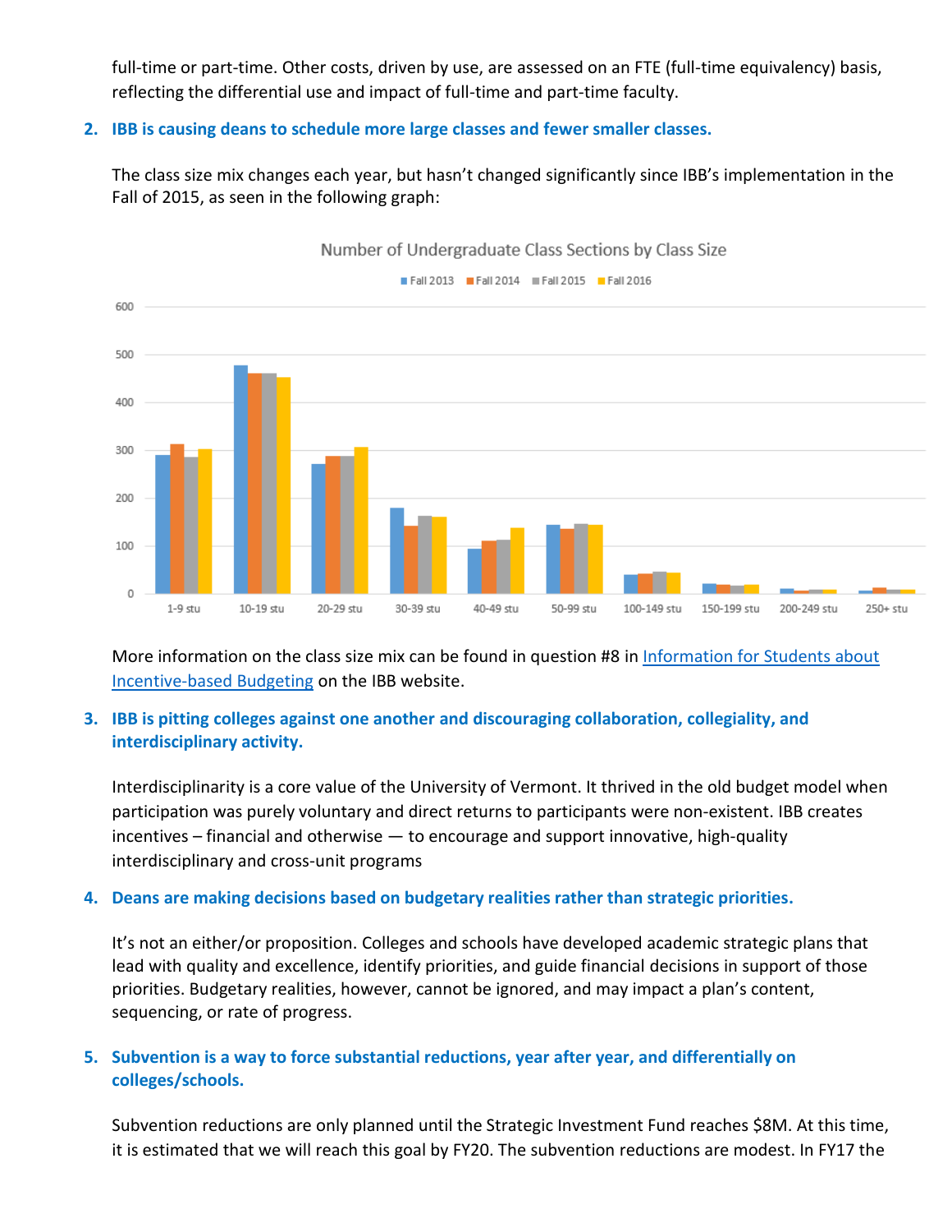full-time or part-time. Other costs, driven by use, are assessed on an FTE (full-time equivalency) basis, reflecting the differential use and impact of full-time and part-time faculty.

2. **IBB is causing deans to schedule more large classes and fewer smaller classes.**

   The class size mix changes each year, but hasn't changed significantly since IBB's implementation in the Fall of 2015, as seen in the following graph:

   Number of Undergraduate Class Sections by Class Size

   Fall 2013, Fall 2014, Fall 2015, Fall 2016

   1-9 stu, 10-19 stu, 20-29 stu, 30-39 stu, 40-49 stu, 50-99 stu, 100-149 stu, 150-199 stu, 200-249 stu, 250+ stu

   More information on the class size mix can be found in question #8 in [Information for Students about Incentive-based Budgeting]() on the IBB website.

3. **IBB is pitting colleges against one another and discouraging collaboration, collegiality, and interdisciplinary activity.**

   Interdisciplinarity is a core value of the University of Vermont. It thrived in the old budget model when participation was purely voluntary and direct returns to participants were non-existent. IBB creates incentives – financial and otherwise — to encourage and support innovative, high-quality interdisciplinary and cross-unit programs

4. **Deans are making decisions based on budgetary realities rather than strategic priorities.**

   It's not an either/or proposition. Colleges and schools have developed academic strategic plans that lead with quality and excellence, identify priorities, and guide financial decisions in support of those priorities. Budgetary realities, however, cannot be ignored, and may impact a plan's content, sequencing, or rate of progress.

5. **Subvention is a way to force substantial reductions, year after year, and differentially on colleges/schools.**

   Subvention reductions are only planned until the Strategic Investment Fund reaches $8M. At this time, it is estimated that we will reach this goal by FY20. The subvention reductions are modest. In FY17 the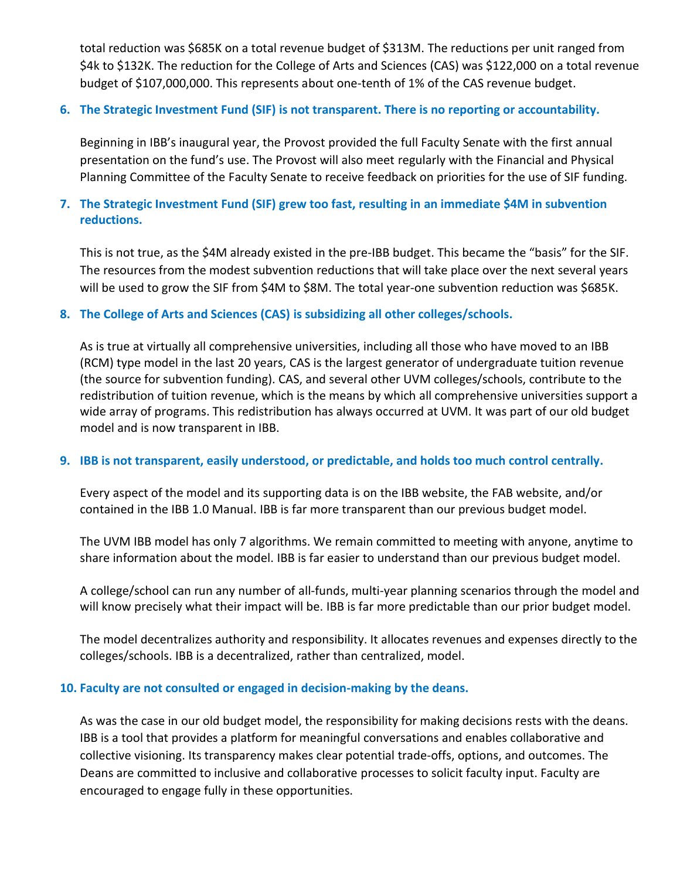total reduction was $685K on a total revenue budget of $313M. The reductions per unit ranged from $4k to $132K. The reduction for the College of Arts and Sciences (CAS) was $122,000 on a total revenue budget of $107,000,000. This represents about one-tenth of 1% of the CAS revenue budget.

6. **The Strategic Investment Fund (SIF) is not transparent. There is no reporting or accountability.**

   Beginning in IBB's inaugural year, the Provost provided the full Faculty Senate with the first annual presentation on the fund's use. The Provost will also meet regularly with the Financial and Physical Planning Committee of the Faculty Senate to receive feedback on priorities for the use of SIF funding.

7. **The Strategic Investment Fund (SIF) grew too fast, resulting in an immediate $4M in subvention reductions.**

   This is not true, as the $4M already existed in the pre-IBB budget. This became the "basis" for the SIF. The resources from the modest subvention reductions that will take place over the next several years will be used to grow the SIF from $4M to $8M. The total year-one subvention reduction was $685K.

8. **The College of Arts and Sciences (CAS) is subsidizing all other colleges/schools.**

   As is true at virtually all comprehensive universities, including all those who have moved to an IBB (RCM) type model in the last 20 years, CAS is the largest generator of undergraduate tuition revenue (the source for subvention funding). CAS, and several other UVM colleges/schools, contribute to the redistribution of tuition revenue, which is the means by which all comprehensive universities support a wide array of programs. This redistribution has always occurred at UVM. It was part of our old budget model and is now transparent in IBB.

9. **IBB is not transparent, easily understood, or predictable, and holds too much control centrally.**

   Every aspect of the model and its supporting data is on the IBB website, the FAB website, and/or contained in the IBB 1.0 Manual. IBB is far more transparent than our previous budget model.

   The UVM IBB model has only 7 algorithms. We remain committed to meeting with anyone, anytime to share information about the model. IBB is far easier to understand than our previous budget model.

   A college/school can run any number of all-funds, multi-year planning scenarios through the model and will know precisely what their impact will be. IBB is far more predictable than our prior budget model.

   The model decentralizes authority and responsibility. It allocates revenues and expenses directly to the colleges/schools. IBB is a decentralized, rather than centralized, model.

10. **Faculty are not consulted or engaged in decision-making by the deans.**

    As was the case in our old budget model, the responsibility for making decisions rests with the deans. IBB is a tool that provides a platform for meaningful conversations and enables collaborative and collective visioning. Its transparency makes clear potential trade-offs, options, and outcomes. The Deans are committed to inclusive and collaborative processes to solicit faculty input. Faculty are encouraged to engage fully in these opportunities.